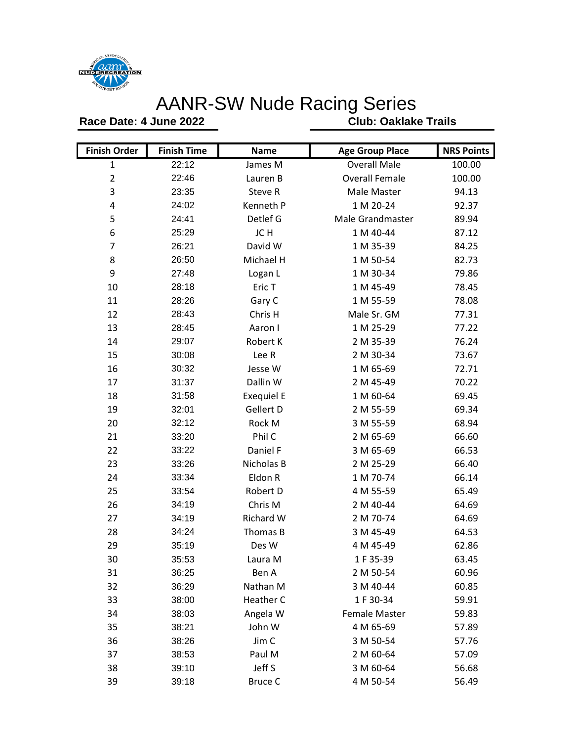# AANR-SW Nude Racing Series

**Race Date: 4 June 2022** **Club: Oaklake Trails**

| Finish Order | Finish Time | Name | Age Group Place | NRS Points |
|---|---|---|---|---|
| 1 | 22:12 | James M | Overall Male | 100.00 |
| 2 | 22:46 | Lauren B | Overall Female | 100.00 |
| 3 | 23:35 | Steve R | Male Master | 94.13 |
| 4 | 24:02 | Kenneth P | 1 M 20-24 | 92.37 |
| 5 | 24:41 | Detlef G | Male Grandmaster | 89.94 |
| 6 | 25:29 | JC H | 1 M 40-44 | 87.12 |
| 7 | 26:21 | David W | 1 M 35-39 | 84.25 |
| 8 | 26:50 | Michael H | 1 M 50-54 | 82.73 |
| 9 | 27:48 | Logan L | 1 M 30-34 | 79.86 |
| 10 | 28:18 | Eric T | 1 M 45-49 | 78.45 |
| 11 | 28:26 | Gary C | 1 M 55-59 | 78.08 |
| 12 | 28:43 | Chris H | Male Sr. GM | 77.31 |
| 13 | 28:45 | Aaron I | 1 M 25-29 | 77.22 |
| 14 | 29:07 | Robert K | 2 M 35-39 | 76.24 |
| 15 | 30:08 | Lee R | 2 M 30-34 | 73.67 |
| 16 | 30:32 | Jesse W | 1 M 65-69 | 72.71 |
| 17 | 31:37 | Dallin W | 2 M 45-49 | 70.22 |
| 18 | 31:58 | Exequiel E | 1 M 60-64 | 69.45 |
| 19 | 32:01 | Gellert D | 2 M 55-59 | 69.34 |
| 20 | 32:12 | Rock M | 3 M 55-59 | 68.94 |
| 21 | 33:20 | Phil C | 2 M 65-69 | 66.60 |
| 22 | 33:22 | Daniel F | 3 M 65-69 | 66.53 |
| 23 | 33:26 | Nicholas B | 2 M 25-29 | 66.40 |
| 24 | 33:34 | Eldon R | 1 M 70-74 | 66.14 |
| 25 | 33:54 | Robert D | 4 M 55-59 | 65.49 |
| 26 | 34:19 | Chris M | 2 M 40-44 | 64.69 |
| 27 | 34:19 | Richard W | 2 M 70-74 | 64.69 |
| 28 | 34:24 | Thomas B | 3 M 45-49 | 64.53 |
| 29 | 35:19 | Des W | 4 M 45-49 | 62.86 |
| 30 | 35:53 | Laura M | 1 F 35-39 | 63.45 |
| 31 | 36:25 | Ben A | 2 M 50-54 | 60.96 |
| 32 | 36:29 | Nathan M | 3 M 40-44 | 60.85 |
| 33 | 38:00 | Heather C | 1 F 30-34 | 59.91 |
| 34 | 38:03 | Angela W | Female Master | 59.83 |
| 35 | 38:21 | John W | 4 M 65-69 | 57.89 |
| 36 | 38:26 | Jim C | 3 M 50-54 | 57.76 |
| 37 | 38:53 | Paul M | 2 M 60-64 | 57.09 |
| 38 | 39:10 | Jeff S | 3 M 60-64 | 56.68 |
| 39 | 39:18 | Bruce C | 4 M 50-54 | 56.49 |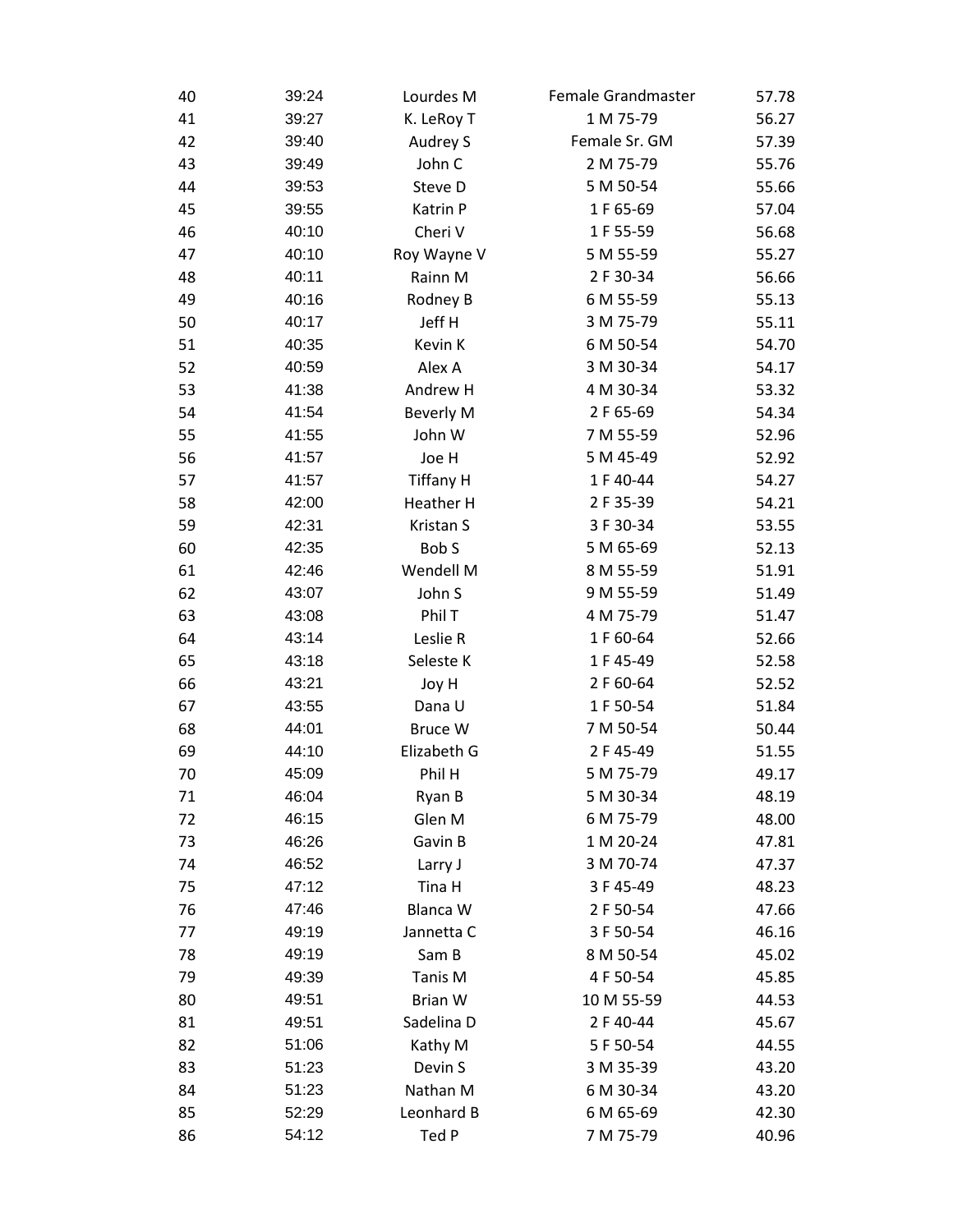| | | | | |
|---|---|---|---|---|
| 40 | 39:24 | Lourdes M | Female Grandmaster | 57.78 |
| 41 | 39:27 | K. LeRoy T | 1 M 75-79 | 56.27 |
| 42 | 39:40 | Audrey S | Female Sr. GM | 57.39 |
| 43 | 39:49 | John C | 2 M 75-79 | 55.76 |
| 44 | 39:53 | Steve D | 5 M 50-54 | 55.66 |
| 45 | 39:55 | Katrin P | 1 F 65-69 | 57.04 |
| 46 | 40:10 | Cheri V | 1 F 55-59 | 56.68 |
| 47 | 40:10 | Roy Wayne V | 5 M 55-59 | 55.27 |
| 48 | 40:11 | Rainn M | 2 F 30-34 | 56.66 |
| 49 | 40:16 | Rodney B | 6 M 55-59 | 55.13 |
| 50 | 40:17 | Jeff H | 3 M 75-79 | 55.11 |
| 51 | 40:35 | Kevin K | 6 M 50-54 | 54.70 |
| 52 | 40:59 | Alex A | 3 M 30-34 | 54.17 |
| 53 | 41:38 | Andrew H | 4 M 30-34 | 53.32 |
| 54 | 41:54 | Beverly M | 2 F 65-69 | 54.34 |
| 55 | 41:55 | John W | 7 M 55-59 | 52.96 |
| 56 | 41:57 | Joe H | 5 M 45-49 | 52.92 |
| 57 | 41:57 | Tiffany H | 1 F 40-44 | 54.27 |
| 58 | 42:00 | Heather H | 2 F 35-39 | 54.21 |
| 59 | 42:31 | Kristan S | 3 F 30-34 | 53.55 |
| 60 | 42:35 | Bob S | 5 M 65-69 | 52.13 |
| 61 | 42:46 | Wendell M | 8 M 55-59 | 51.91 |
| 62 | 43:07 | John S | 9 M 55-59 | 51.49 |
| 63 | 43:08 | Phil T | 4 M 75-79 | 51.47 |
| 64 | 43:14 | Leslie R | 1 F 60-64 | 52.66 |
| 65 | 43:18 | Seleste K | 1 F 45-49 | 52.58 |
| 66 | 43:21 | Joy H | 2 F 60-64 | 52.52 |
| 67 | 43:55 | Dana U | 1 F 50-54 | 51.84 |
| 68 | 44:01 | Bruce W | 7 M 50-54 | 50.44 |
| 69 | 44:10 | Elizabeth G | 2 F 45-49 | 51.55 |
| 70 | 45:09 | Phil H | 5 M 75-79 | 49.17 |
| 71 | 46:04 | Ryan B | 5 M 30-34 | 48.19 |
| 72 | 46:15 | Glen M | 6 M 75-79 | 48.00 |
| 73 | 46:26 | Gavin B | 1 M 20-24 | 47.81 |
| 74 | 46:52 | Larry J | 3 M 70-74 | 47.37 |
| 75 | 47:12 | Tina H | 3 F 45-49 | 48.23 |
| 76 | 47:46 | Blanca W | 2 F 50-54 | 47.66 |
| 77 | 49:19 | Jannetta C | 3 F 50-54 | 46.16 |
| 78 | 49:19 | Sam B | 8 M 50-54 | 45.02 |
| 79 | 49:39 | Tanis M | 4 F 50-54 | 45.85 |
| 80 | 49:51 | Brian W | 10 M 55-59 | 44.53 |
| 81 | 49:51 | Sadelina D | 2 F 40-44 | 45.67 |
| 82 | 51:06 | Kathy M | 5 F 50-54 | 44.55 |
| 83 | 51:23 | Devin S | 3 M 35-39 | 43.20 |
| 84 | 51:23 | Nathan M | 6 M 30-34 | 43.20 |
| 85 | 52:29 | Leonhard B | 6 M 65-69 | 42.30 |
| 86 | 54:12 | Ted P | 7 M 75-79 | 40.96 |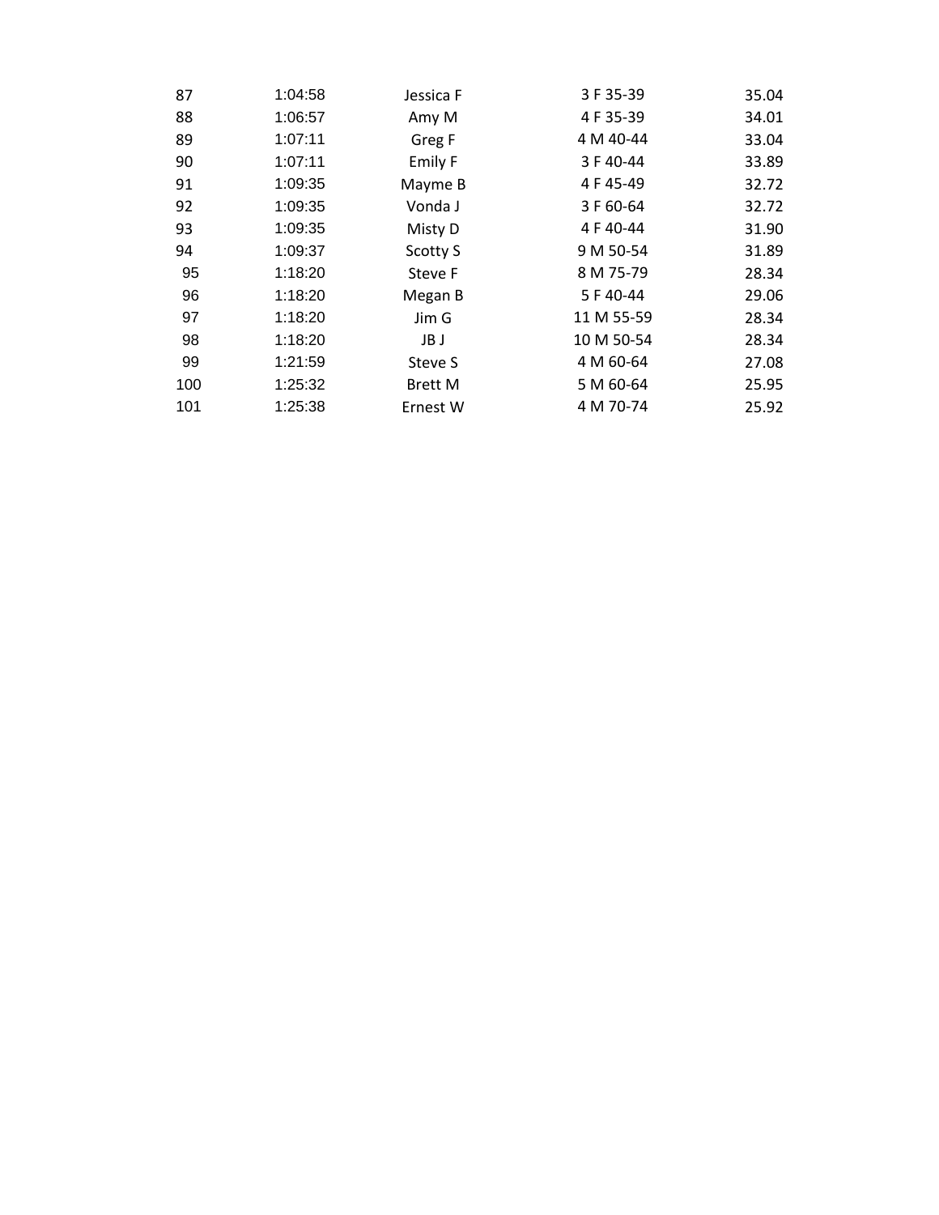| | | | | |
|---|---|---|---|---|
| 87 | 1:04:58 | Jessica F | 3 F 35-39 | 35.04 |
| 88 | 1:06:57 | Amy M | 4 F 35-39 | 34.01 |
| 89 | 1:07:11 | Greg F | 4 M 40-44 | 33.04 |
| 90 | 1:07:11 | Emily F | 3 F 40-44 | 33.89 |
| 91 | 1:09:35 | Mayme B | 4 F 45-49 | 32.72 |
| 92 | 1:09:35 | Vonda J | 3 F 60-64 | 32.72 |
| 93 | 1:09:35 | Misty D | 4 F 40-44 | 31.90 |
| 94 | 1:09:37 | Scotty S | 9 M 50-54 | 31.89 |
| 95 | 1:18:20 | Steve F | 8 M 75-79 | 28.34 |
| 96 | 1:18:20 | Megan B | 5 F 40-44 | 29.06 |
| 97 | 1:18:20 | Jim G | 11 M 55-59 | 28.34 |
| 98 | 1:18:20 | JB J | 10 M 50-54 | 28.34 |
| 99 | 1:21:59 | Steve S | 4 M 60-64 | 27.08 |
| 100 | 1:25:32 | Brett M | 5 M 60-64 | 25.95 |
| 101 | 1:25:38 | Ernest W | 4 M 70-74 | 25.92 |